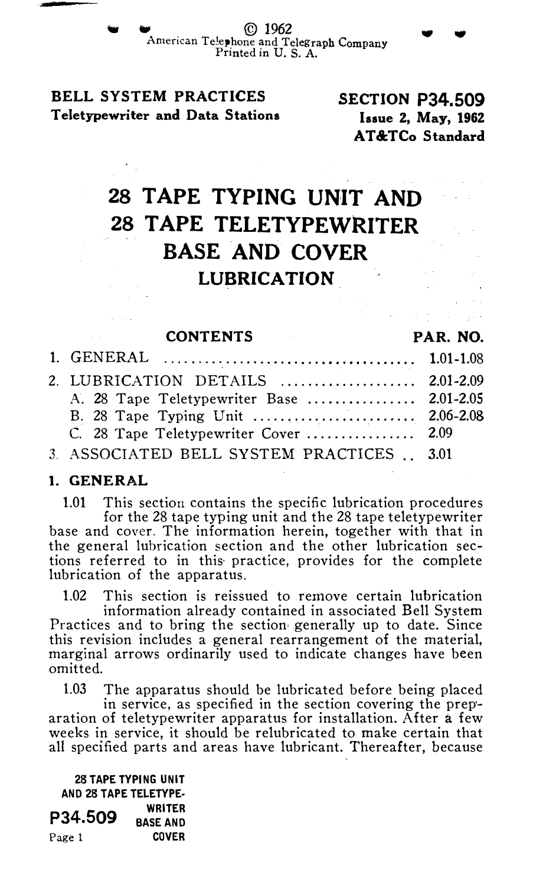© 1962
American Telephone and Telegraph Company
Printed in U. S. A.

**BELL SYSTEM PRACTICES**
**Teletypewriter and Data Stations**

**SECTION P34.509**
**Issue 2, May, 1962**
**AT&TCo Standard**

# 28 TAPE TYPING UNIT AND 28 TAPE TELETYPEWRITER BASE AND COVER LUBRICATION

| CONTENTS | PAR. NO. |
|---|---|
| 1. GENERAL | 1.01-1.08 |
| 2. LUBRICATION DETAILS | 2.01-2.09 |
| A. 28 Tape Teletypewriter Base | 2.01-2.05 |
| B. 28 Tape Typing Unit | 2.06-2.08 |
| C. 28 Tape Teletypewriter Cover | 2.09 |
| 3. ASSOCIATED BELL SYSTEM PRACTICES | 3.01 |

## 1. GENERAL

1.01 This section contains the specific lubrication procedures for the 28 tape typing unit and the 28 tape teletypewriter base and cover. The information herein, together with that in the general lubrication section and the other lubrication sections referred to in this practice, provides for the complete lubrication of the apparatus.

1.02 This section is reissued to remove certain lubrication information already contained in associated Bell System Practices and to bring the section generally up to date. Since this revision includes a general rearrangement of the material, marginal arrows ordinarily used to indicate changes have been omitted.

1.03 The apparatus should be lubricated before being placed in service, as specified in the section covering the preparation of teletypewriter apparatus for installation. After a few weeks in service, it should be relubricated to make certain that all specified parts and areas have lubricant. Thereafter, because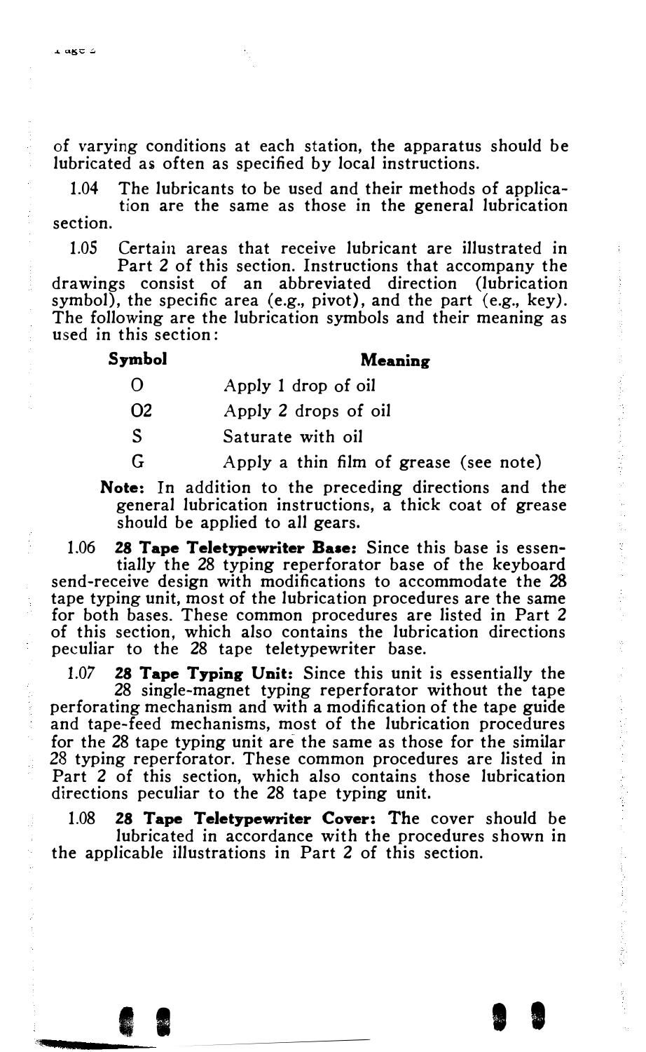of varying conditions at each station, the apparatus should be lubricated as often as specified by local instructions.

1.04 The lubricants to be used and their methods of application are the same as those in the general lubrication section.

1.05 Certain areas that receive lubricant are illustrated in Part 2 of this section. Instructions that accompany the drawings consist of an abbreviated direction (lubrication symbol), the specific area (e.g., pivot), and the part (e.g., key). The following are the lubrication symbols and their meaning as used in this section:

| Symbol | Meaning |
|---|---|
| O | Apply 1 drop of oil |
| O2 | Apply 2 drops of oil |
| S | Saturate with oil |
| G | Apply a thin film of grease (see note) |

**Note:** In addition to the preceding directions and the general lubrication instructions, a thick coat of grease should be applied to all gears.

1.06 **28 Tape Teletypewriter Base:** Since this base is essentially the 28 typing reperforator base of the keyboard send-receive design with modifications to accommodate the 28 tape typing unit, most of the lubrication procedures are the same for both bases. These common procedures are listed in Part 2 of this section, which also contains the lubrication directions peculiar to the 28 tape teletypewriter base.

1.07 **28 Tape Typing Unit:** Since this unit is essentially the 28 single-magnet typing reperforator without the tape perforating mechanism and with a modification of the tape guide and tape-feed mechanisms, most of the lubrication procedures for the 28 tape typing unit are the same as those for the similar 28 typing reperforator. These common procedures are listed in Part 2 of this section, which also contains those lubrication directions peculiar to the 28 tape typing unit.

1.08 **28 Tape Teletypewriter Cover:** The cover should be lubricated in accordance with the procedures shown in the applicable illustrations in Part 2 of this section.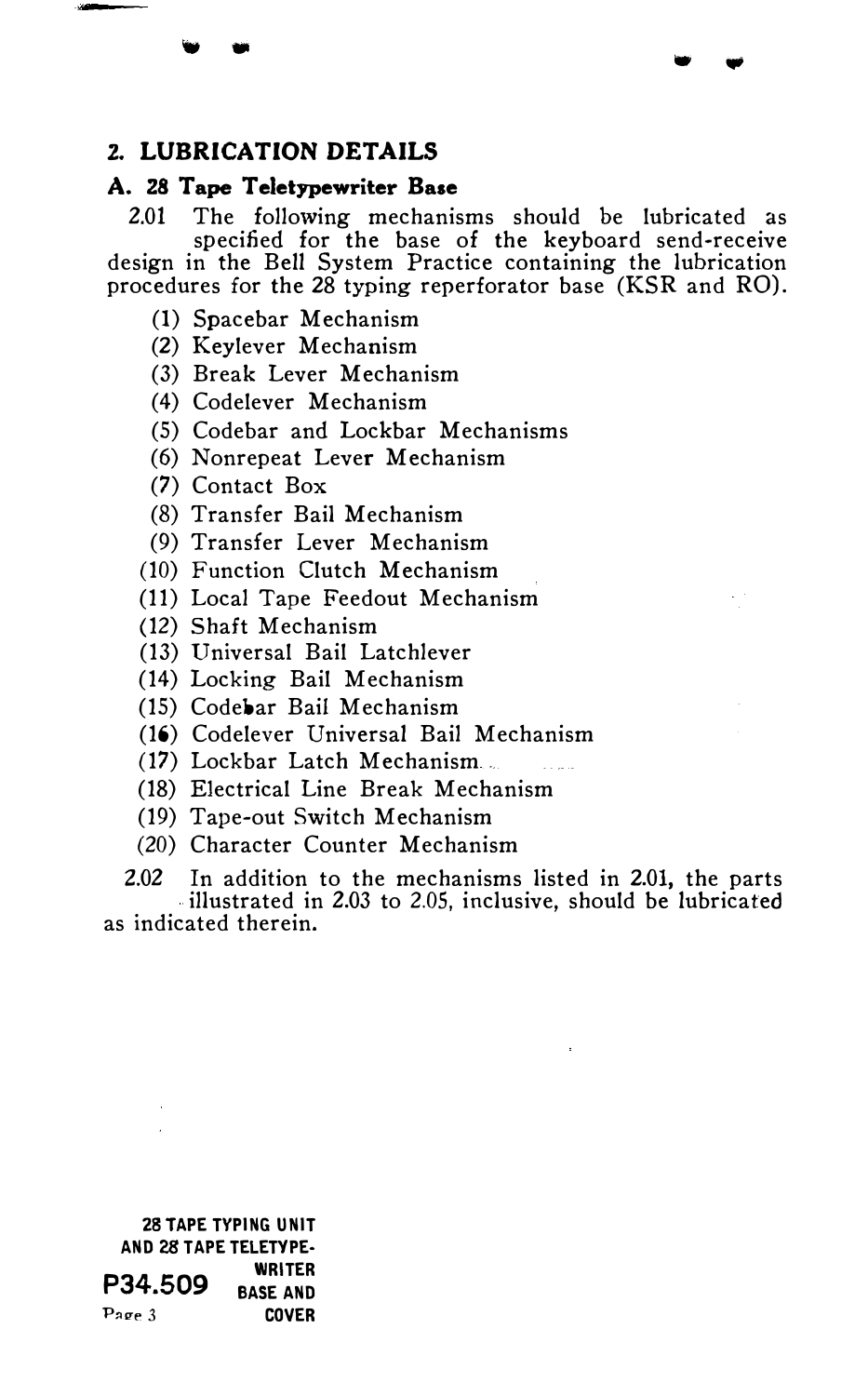## 2. LUBRICATION DETAILS

### A. 28 Tape Teletypewriter Base

2.01 The following mechanisms should be lubricated as specified for the base of the keyboard send-receive design in the Bell System Practice containing the lubrication procedures for the 28 typing reperforator base (KSR and RO).

(1) Spacebar Mechanism
(2) Keylever Mechanism
(3) Break Lever Mechanism
(4) Codelever Mechanism
(5) Codebar and Lockbar Mechanisms
(6) Nonrepeat Lever Mechanism
(7) Contact Box
(8) Transfer Bail Mechanism
(9) Transfer Lever Mechanism
(10) Function Clutch Mechanism
(11) Local Tape Feedout Mechanism
(12) Shaft Mechanism
(13) Universal Bail Latchlever
(14) Locking Bail Mechanism
(15) Codebar Bail Mechanism
(16) Codelever Universal Bail Mechanism
(17) Lockbar Latch Mechanism
(18) Electrical Line Break Mechanism
(19) Tape-out Switch Mechanism
(20) Character Counter Mechanism

2.02 In addition to the mechanisms listed in 2.01, the parts illustrated in 2.03 to 2.05, inclusive, should be lubricated as indicated therein.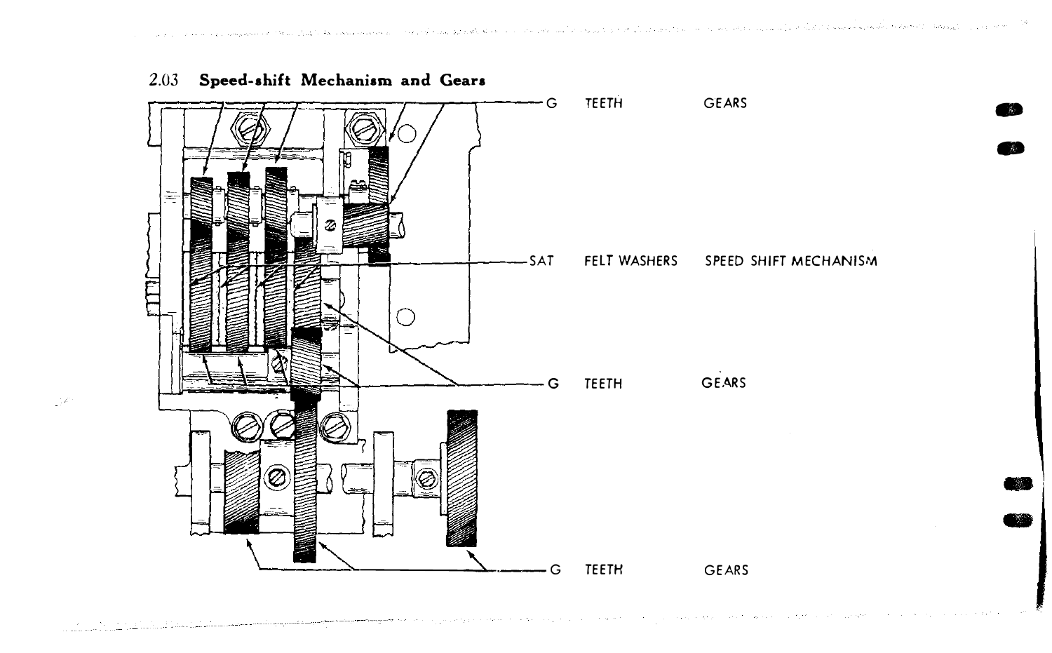## 2.03 Speed-shift Mechanism and Gears

G TEETH GEARS

SAT FELT WASHERS SPEED SHIFT MECHANISM

G TEETH GEARS

G TEETH GEARS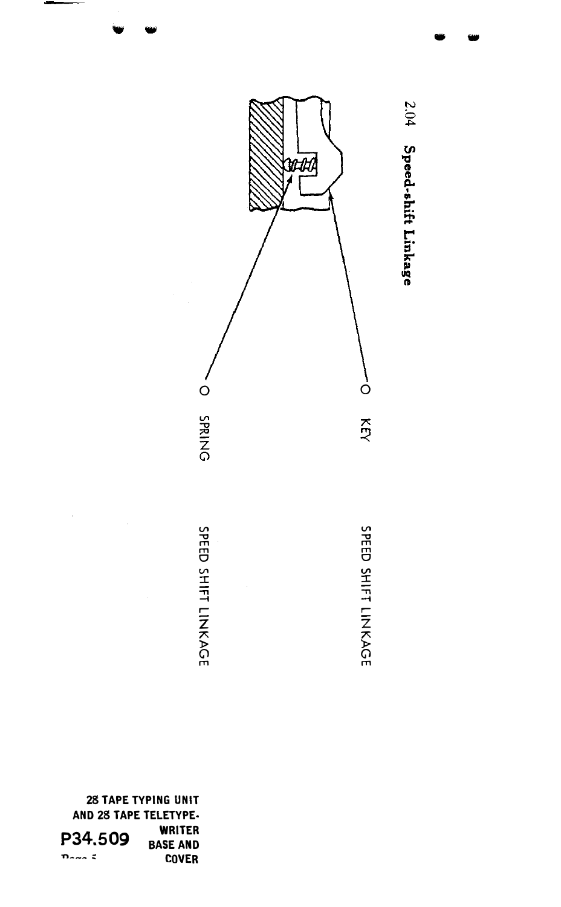2.04 **Speed-shift Linkage**

SPRING

KEY

SPEED SHIFT LINKAGE

SPEED SHIFT LINKAGE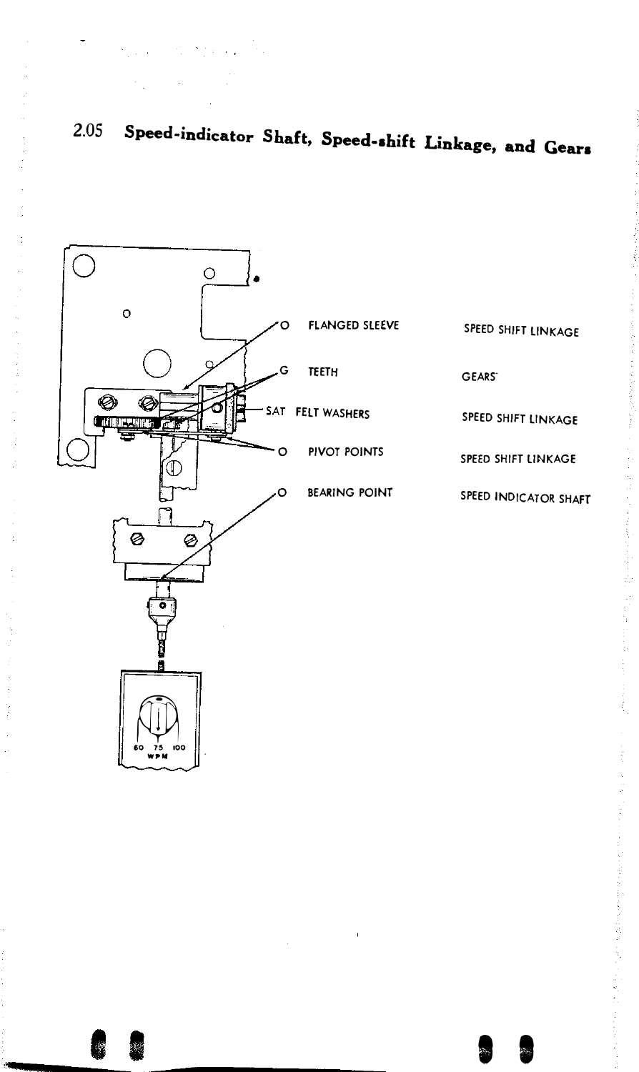## 2.05 Speed-indicator Shaft, Speed-shift Linkage, and Gears

| | | |
|---|---|---|
| O | FLANGED SLEEVE | SPEED SHIFT LINKAGE |
| G | TEETH | GEARS |
| SAT | FELT WASHERS | SPEED SHIFT LINKAGE |
| O | PIVOT POINTS | SPEED SHIFT LINKAGE |
| O | BEARING POINT | SPEED INDICATOR SHAFT |

60 75 100
WPM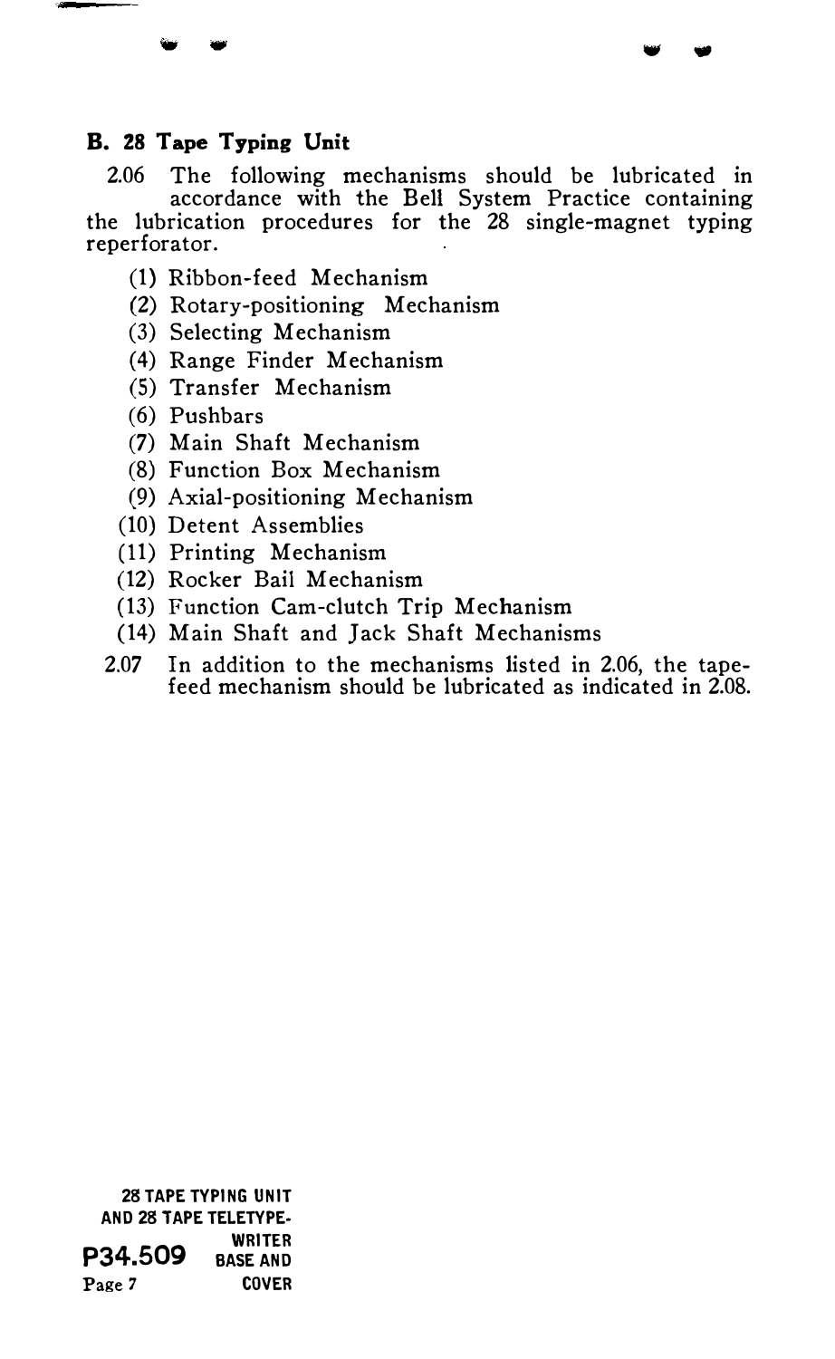### B. 28 Tape Typing Unit

2.06 The following mechanisms should be lubricated in accordance with the Bell System Practice containing the lubrication procedures for the 28 single-magnet typing reperforator.

(1) Ribbon-feed Mechanism
(2) Rotary-positioning Mechanism
(3) Selecting Mechanism
(4) Range Finder Mechanism
(5) Transfer Mechanism
(6) Pushbars
(7) Main Shaft Mechanism
(8) Function Box Mechanism
(9) Axial-positioning Mechanism
(10) Detent Assemblies
(11) Printing Mechanism
(12) Rocker Bail Mechanism
(13) Function Cam-clutch Trip Mechanism
(14) Main Shaft and Jack Shaft Mechanisms

2.07 In addition to the mechanisms listed in 2.06, the tape-feed mechanism should be lubricated as indicated in 2.08.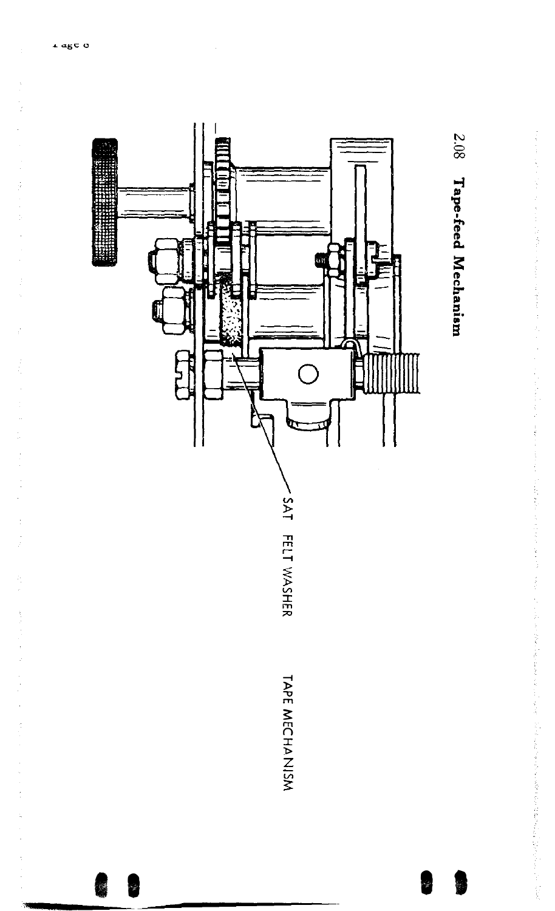## 2.08 Tape-feed Mechanism

SAT FELT WASHER

TAPE MECHANISM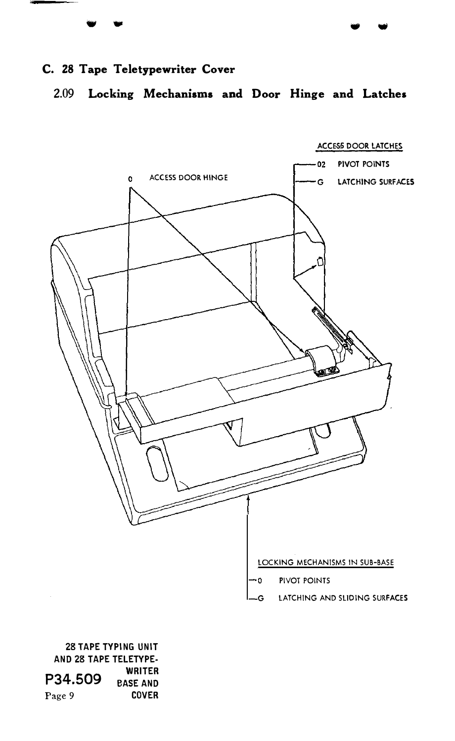## C. 28 Tape Teletypewriter Cover

### 2.09 Locking Mechanisms and Door Hinge and Latches

ACCESS DOOR LATCHES

02 PIVOT POINTS

G LATCHING SURFACES

0 ACCESS DOOR HINGE

LOCKING MECHANISMS IN SUB-BASE

0 PIVOT POINTS

G LATCHING AND SLIDING SURFACES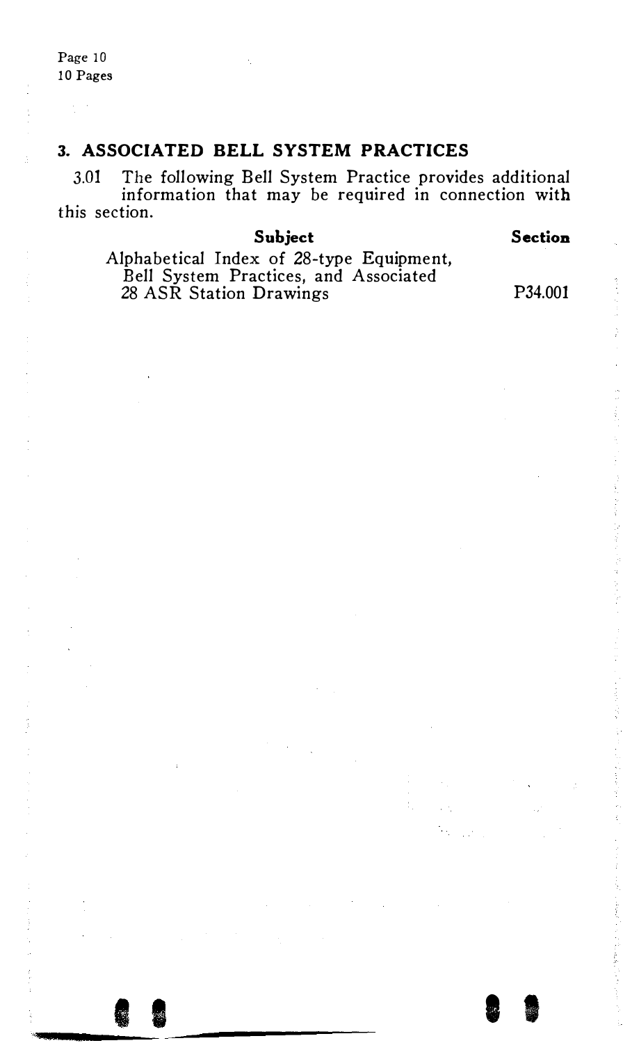## 3. ASSOCIATED BELL SYSTEM PRACTICES

3.01 The following Bell System Practice provides additional information that may be required in connection with this section.

| Subject | Section |
|---|---|
| Alphabetical Index of 28-type Equipment, Bell System Practices, and Associated 28 ASR Station Drawings | P34.001 |